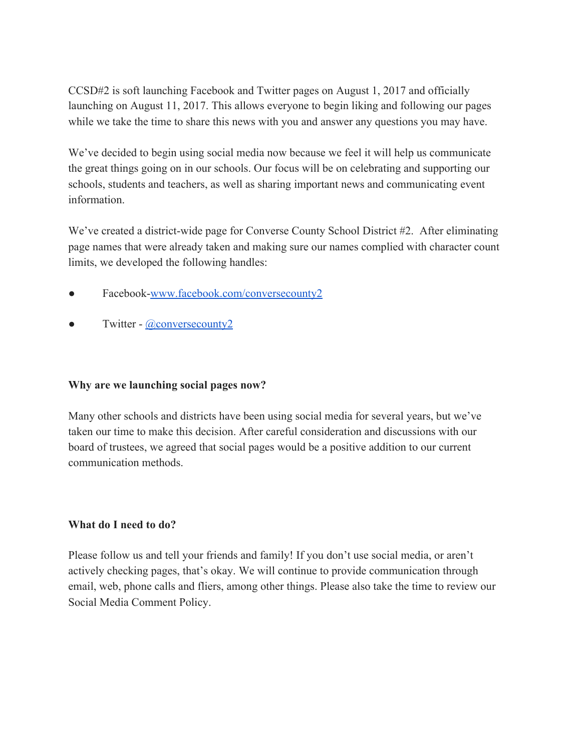CCSD#2 is soft launching Facebook and Twitter pages on August 1, 2017 and officially launching on August 11, 2017. This allows everyone to begin liking and following our pages while we take the time to share this news with you and answer any questions you may have.

We've decided to begin using social media now because we feel it will help us communicate the great things going on in our schools. Our focus will be on celebrating and supporting our schools, students and teachers, as well as sharing important news and communicating event information.

We've created a district-wide page for Converse County School District #2. After eliminating page names that were already taken and making sure our names complied with character count limits, we developed the following handles:

- Facebook-[www.facebook.com/conversecounty2](www.facebook.com/conversecounty2)
- Twitter - [@conversecounty2](@conversecounty2)

**Why are we launching social pages now?**

Many other schools and districts have been using social media for several years, but we've taken our time to make this decision. After careful consideration and discussions with our board of trustees, we agreed that social pages would be a positive addition to our current communication methods.

**What do I need to do?**

Please follow us and tell your friends and family! If you don't use social media, or aren't actively checking pages, that's okay. We will continue to provide communication through email, web, phone calls and fliers, among other things. Please also take the time to review our Social Media Comment Policy.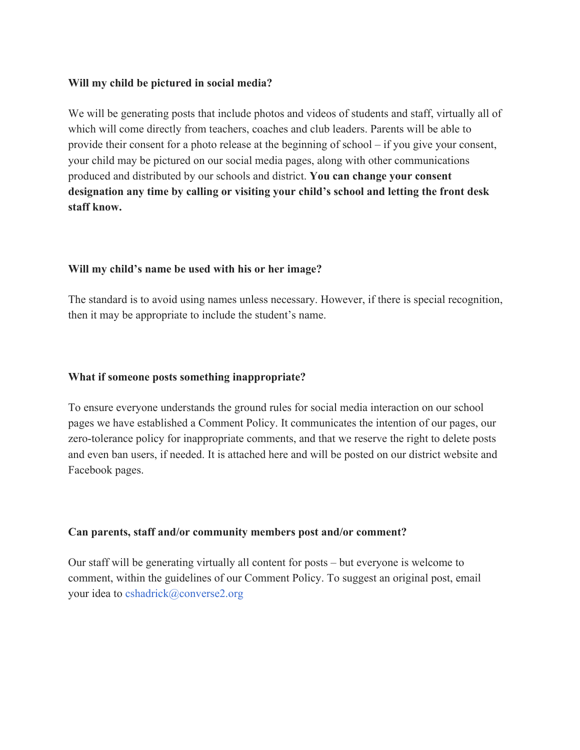**Will my child be pictured in social media?**

We will be generating posts that include photos and videos of students and staff, virtually all of which will come directly from teachers, coaches and club leaders. Parents will be able to provide their consent for a photo release at the beginning of school – if you give your consent, your child may be pictured on our social media pages, along with other communications produced and distributed by our schools and district. **You can change your consent designation any time by calling or visiting your child's school and letting the front desk staff know.**

**Will my child's name be used with his or her image?**

The standard is to avoid using names unless necessary. However, if there is special recognition, then it may be appropriate to include the student's name.

**What if someone posts something inappropriate?**

To ensure everyone understands the ground rules for social media interaction on our school pages we have established a Comment Policy. It communicates the intention of our pages, our zero-tolerance policy for inappropriate comments, and that we reserve the right to delete posts and even ban users, if needed. It is attached here and will be posted on our district website and Facebook pages.

**Can parents, staff and/or community members post and/or comment?**

Our staff will be generating virtually all content for posts – but everyone is welcome to comment, within the guidelines of our Comment Policy. To suggest an original post, email your idea to cshadrick@converse2.org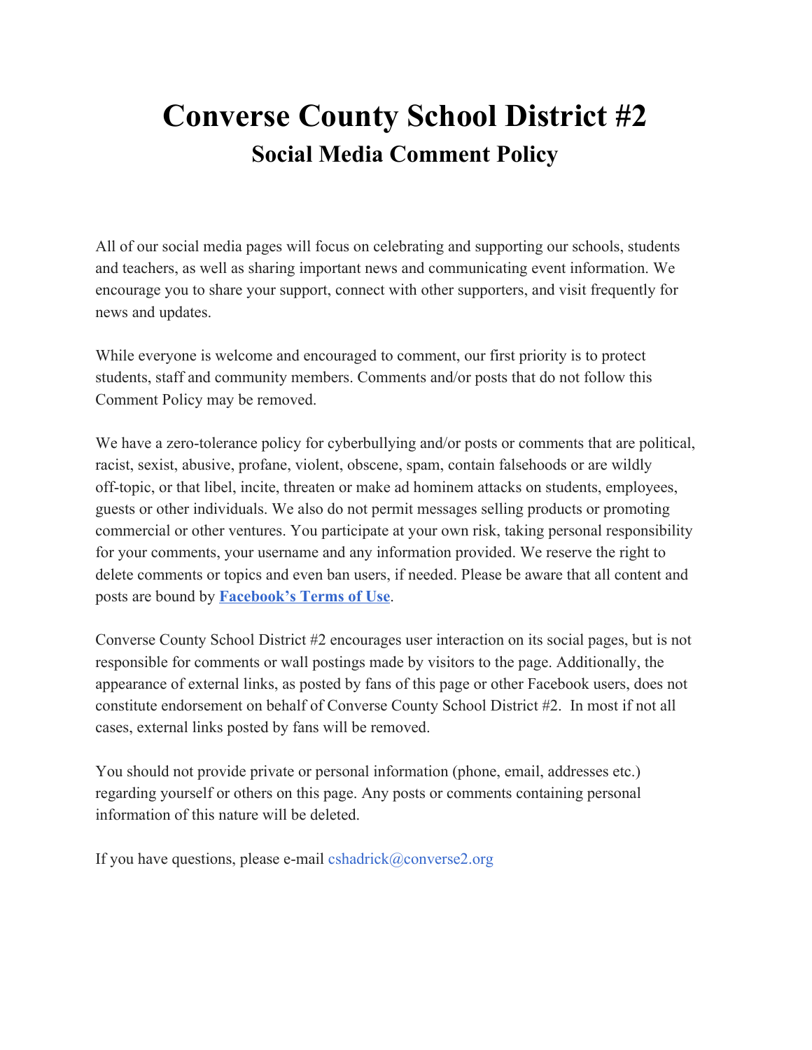# Converse County School District #2

## Social Media Comment Policy

All of our social media pages will focus on celebrating and supporting our schools, students and teachers, as well as sharing important news and communicating event information. We encourage you to share your support, connect with other supporters, and visit frequently for news and updates.

While everyone is welcome and encouraged to comment, our first priority is to protect students, staff and community members. Comments and/or posts that do not follow this Comment Policy may be removed.

We have a zero-tolerance policy for cyberbullying and/or posts or comments that are political, racist, sexist, abusive, profane, violent, obscene, spam, contain falsehoods or are wildly off-topic, or that libel, incite, threaten or make ad hominem attacks on students, employees, guests or other individuals. We also do not permit messages selling products or promoting commercial or other ventures. You participate at your own risk, taking personal responsibility for your comments, your username and any information provided. We reserve the right to delete comments or topics and even ban users, if needed. Please be aware that all content and posts are bound by **Facebook's Terms of Use**.

Converse County School District #2 encourages user interaction on its social pages, but is not responsible for comments or wall postings made by visitors to the page. Additionally, the appearance of external links, as posted by fans of this page or other Facebook users, does not constitute endorsement on behalf of Converse County School District #2. In most if not all cases, external links posted by fans will be removed.

You should not provide private or personal information (phone, email, addresses etc.) regarding yourself or others on this page. Any posts or comments containing personal information of this nature will be deleted.

If you have questions, please e-mail cshadrick@converse2.org